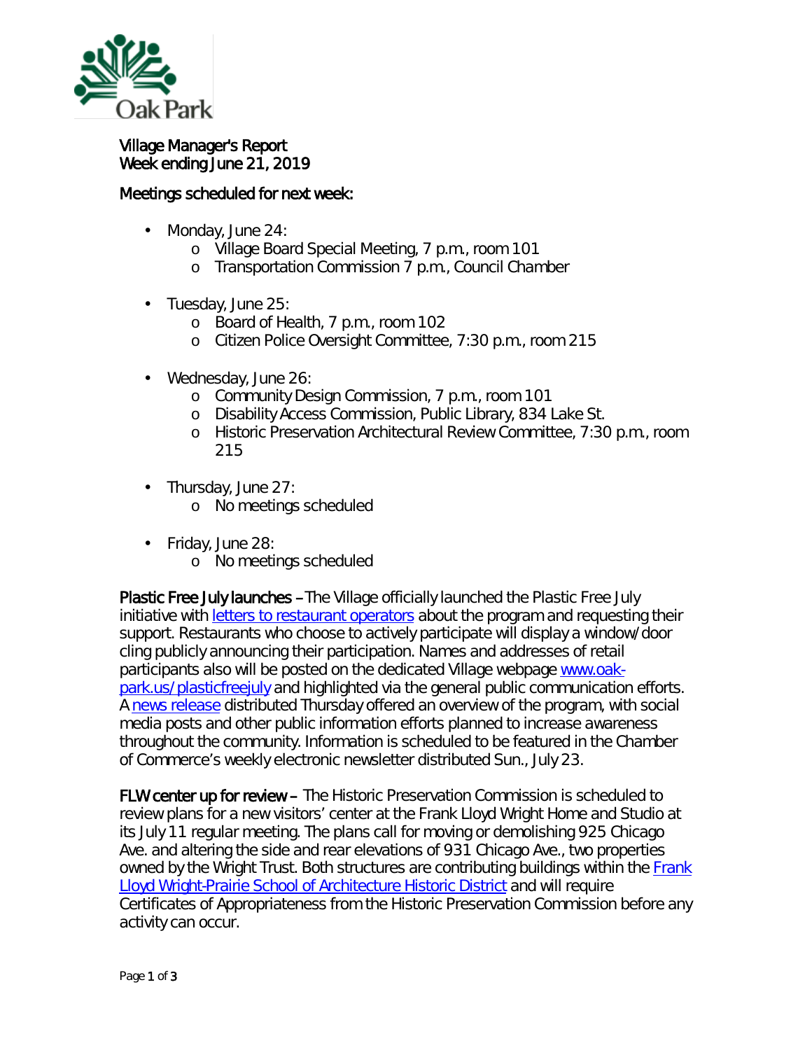Village Manager's Report
Week ending June 21, 2019

Meetings scheduled for next week:

- Monday, June 24:
  - Village Board Special Meeting, 7 p.m., room 101
  - Transportation Commission 7 p.m., Council Chamber
- Tuesday, June 25:
  - Board of Health, 7 p.m., room 102
  - Citizen Police Oversight Committee, 7:30 p.m., room 215
- Wednesday, June 26:
  - Community Design Commission, 7 p.m., room 101
  - Disability Access Commission, Public Library, 834 Lake St.
  - Historic Preservation Architectural Review Committee, 7:30 p.m., room 215
- Thursday, June 27:
  - No meetings scheduled
- Friday, June 28:
  - No meetings scheduled

**Plastic Free July launches** – The Village officially launched the Plastic Free July initiative with letters to restaurant operators about the program and requesting their support. Restaurants who choose to actively participate will display a window/door cling publicly announcing their participation. Names and addresses of retail participants also will be posted on the dedicated Village webpage www.oak-park.us/plasticfreejuly and highlighted via the general public communication efforts. A news release distributed Thursday offered an overview of the program, with social media posts and other public information efforts planned to increase awareness throughout the community. Information is scheduled to be featured in the Chamber of Commerce's weekly electronic newsletter distributed Sun., July 23.

**FLW center up for review** – The Historic Preservation Commission is scheduled to review plans for a new visitors' center at the Frank Lloyd Wright Home and Studio at its July 11 regular meeting. The plans call for moving or demolishing 925 Chicago Ave. and altering the side and rear elevations of 931 Chicago Ave., two properties owned by the Wright Trust. Both structures are contributing buildings within the Frank Lloyd Wright-Prairie School of Architecture Historic District and will require Certificates of Appropriateness from the Historic Preservation Commission before any activity can occur.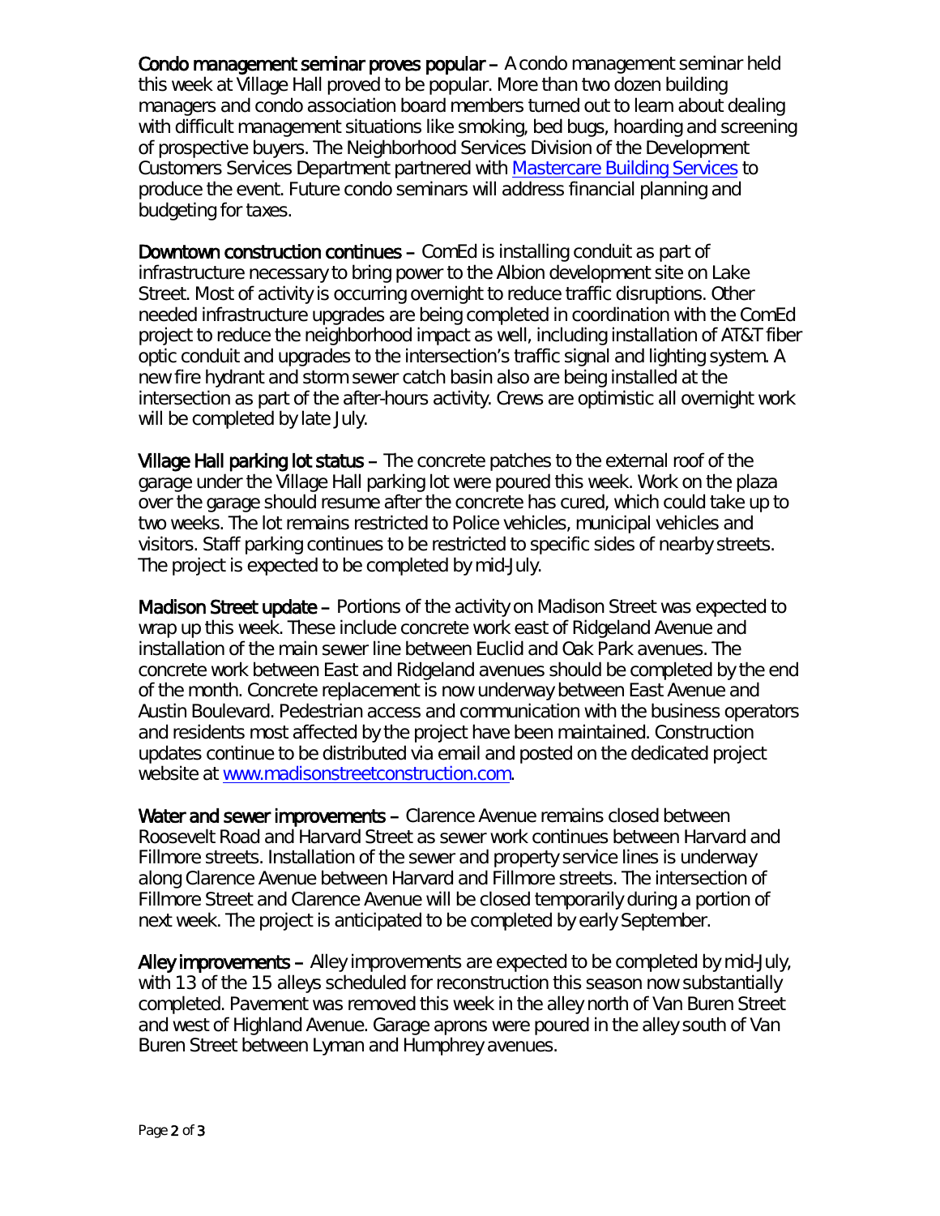**Condo management seminar proves popular** – A condo management seminar held this week at Village Hall proved to be popular. More than two dozen building managers and condo association board members turned out to learn about dealing with difficult management situations like smoking, bed bugs, hoarding and screening of prospective buyers. The Neighborhood Services Division of the Development Customers Services Department partnered with [Mastercare Building Services]() to produce the event. Future condo seminars will address financial planning and budgeting for taxes.

**Downtown construction continues** – ComEd is installing conduit as part of infrastructure necessary to bring power to the Albion development site on Lake Street. Most of activity is occurring overnight to reduce traffic disruptions. Other needed infrastructure upgrades are being completed in coordination with the ComEd project to reduce the neighborhood impact as well, including installation of AT&T fiber optic conduit and upgrades to the intersection's traffic signal and lighting system. A new fire hydrant and storm sewer catch basin also are being installed at the intersection as part of the after-hours activity. Crews are optimistic all overnight work will be completed by late July.

**Village Hall parking lot status** – The concrete patches to the external roof of the garage under the Village Hall parking lot were poured this week. Work on the plaza over the garage should resume after the concrete has cured, which could take up to two weeks. The lot remains restricted to Police vehicles, municipal vehicles and visitors. Staff parking continues to be restricted to specific sides of nearby streets. The project is expected to be completed by mid-July.

**Madison Street update** – Portions of the activity on Madison Street was expected to wrap up this week. These include concrete work east of Ridgeland Avenue and installation of the main sewer line between Euclid and Oak Park avenues. The concrete work between East and Ridgeland avenues should be completed by the end of the month. Concrete replacement is now underway between East Avenue and Austin Boulevard. Pedestrian access and communication with the business operators and residents most affected by the project have been maintained. Construction updates continue to be distributed via email and posted on the dedicated project website at [www.madisonstreetconstruction.com](www.madisonstreetconstruction.com).

**Water and sewer improvements** – Clarence Avenue remains closed between Roosevelt Road and Harvard Street as sewer work continues between Harvard and Fillmore streets. Installation of the sewer and property service lines is underway along Clarence Avenue between Harvard and Fillmore streets. The intersection of Fillmore Street and Clarence Avenue will be closed temporarily during a portion of next week. The project is anticipated to be completed by early September.

**Alley improvements** – Alley improvements are expected to be completed by mid-July, with 13 of the 15 alleys scheduled for reconstruction this season now substantially completed. Pavement was removed this week in the alley north of Van Buren Street and west of Highland Avenue. Garage aprons were poured in the alley south of Van Buren Street between Lyman and Humphrey avenues.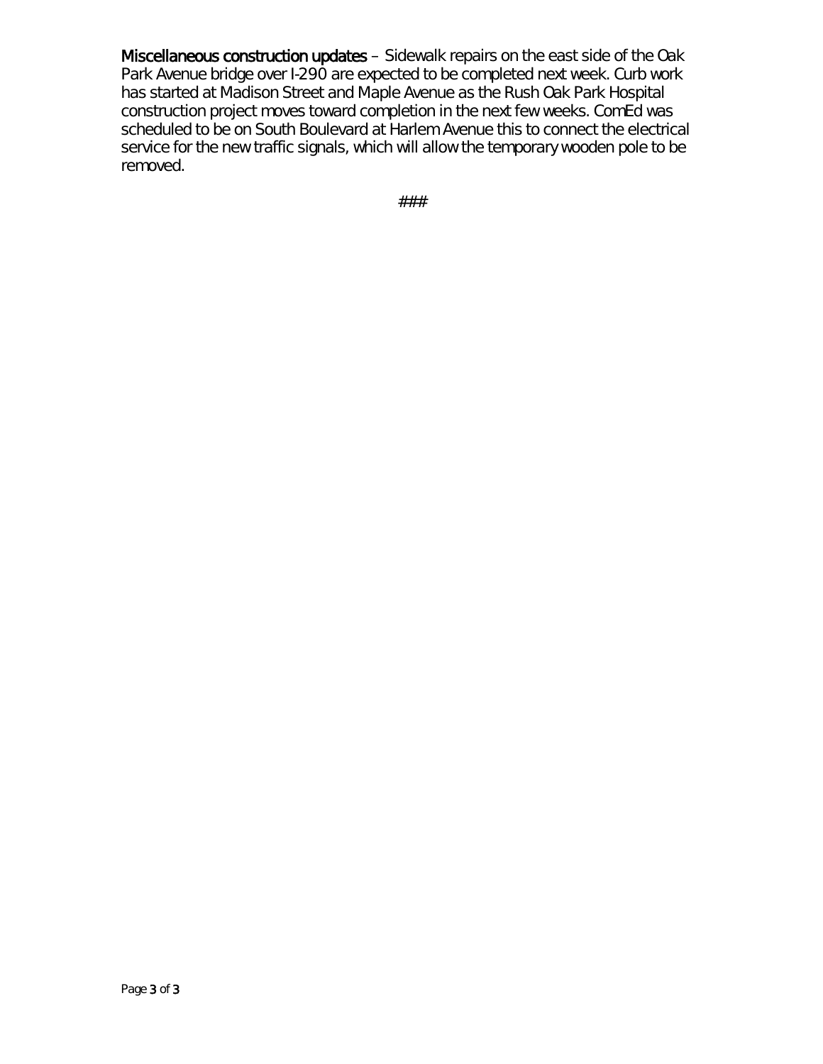**Miscellaneous construction updates** – Sidewalk repairs on the east side of the Oak Park Avenue bridge over I-290 are expected to be completed next week. Curb work has started at Madison Street and Maple Avenue as the Rush Oak Park Hospital construction project moves toward completion in the next few weeks. ComEd was scheduled to be on South Boulevard at Harlem Avenue this to connect the electrical service for the new traffic signals, which will allow the temporary wooden pole to be removed.

###